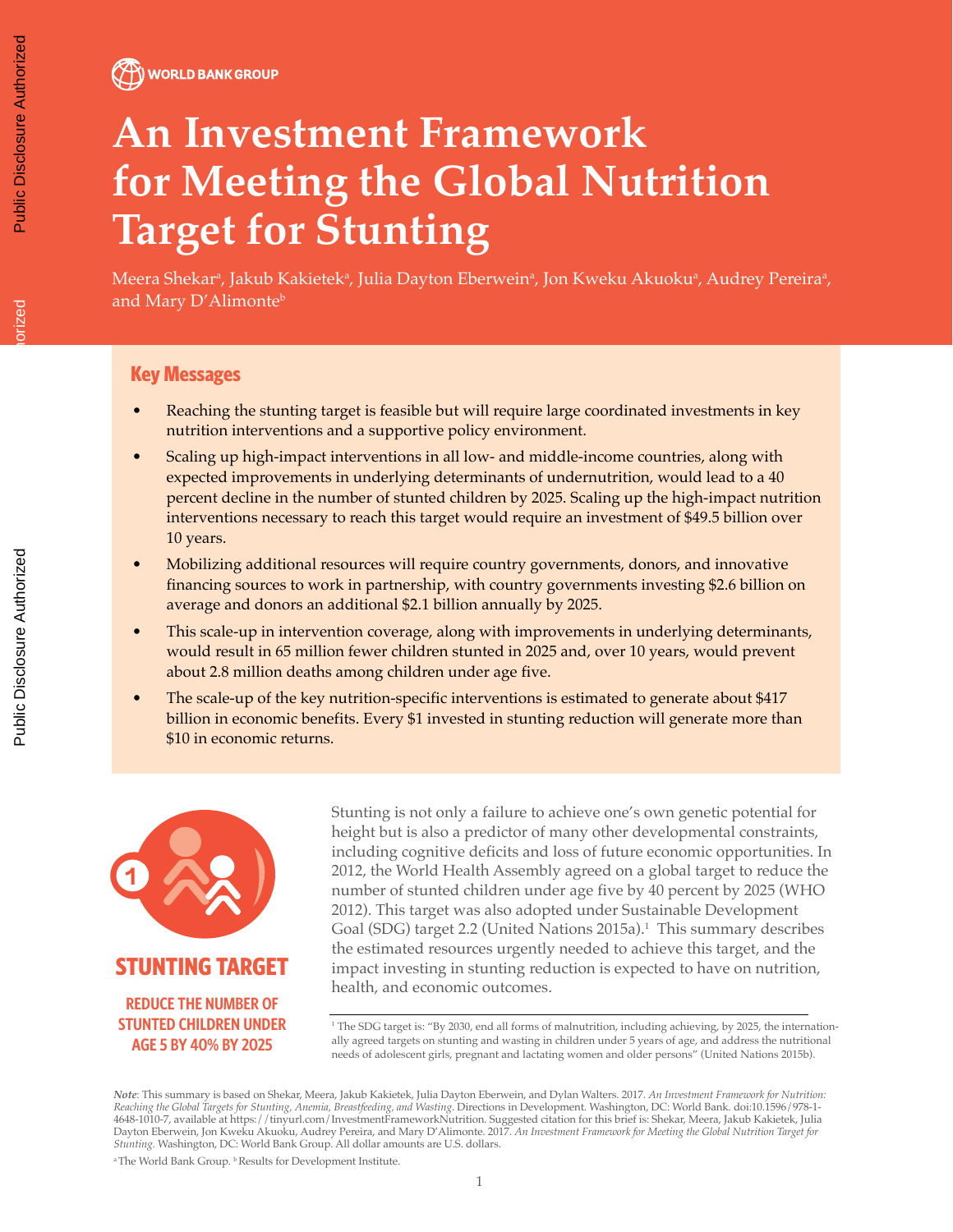WORLD BANK GROUP

# An Investment Framework for Meeting the Global Nutrition Target for Stunting

Meera Shekar[a], Jakub Kakietek[a], Julia Dayton Eberwein[a], Jon Kweku Akuoku[a], Audrey Pereira[a], and Mary D'Alimonte[b]

## Key Messages

- Reaching the stunting target is feasible but will require large coordinated investments in key nutrition interventions and a supportive policy environment.
- Scaling up high-impact interventions in all low- and middle-income countries, along with expected improvements in underlying determinants of undernutrition, would lead to a 40 percent decline in the number of stunted children by 2025. Scaling up the high-impact nutrition interventions necessary to reach this target would require an investment of $49.5 billion over 10 years.
- Mobilizing additional resources will require country governments, donors, and innovative financing sources to work in partnership, with country governments investing $2.6 billion on average and donors an additional $2.1 billion annually by 2025.
- This scale-up in intervention coverage, along with improvements in underlying determinants, would result in 65 million fewer children stunted in 2025 and, over 10 years, would prevent about 2.8 million deaths among children under age five.
- The scale-up of the key nutrition-specific interventions is estimated to generate about $417 billion in economic benefits. Every $1 invested in stunting reduction will generate more than $10 in economic returns.

1

**STUNTING TARGET**

**REDUCE THE NUMBER OF STUNTED CHILDREN UNDER AGE 5 BY 40% BY 2025**

Stunting is not only a failure to achieve one's own genetic potential for height but is also a predictor of many other developmental constraints, including cognitive deficits and loss of future economic opportunities. In 2012, the World Health Assembly agreed on a global target to reduce the number of stunted children under age five by 40 percent by 2025 (WHO 2012). This target was also adopted under Sustainable Development Goal (SDG) target 2.2 (United Nations 2015a).[1] This summary describes the estimated resources urgently needed to achieve this target, and the impact investing in stunting reduction is expected to have on nutrition, health, and economic outcomes.

[1] The SDG target is: "By 2030, end all forms of malnutrition, including achieving, by 2025, the internationally agreed targets on stunting and wasting in children under 5 years of age, and address the nutritional needs of adolescent girls, pregnant and lactating women and older persons" (United Nations 2015b).

***Note***: This summary is based on Shekar, Meera, Jakub Kakietek, Julia Dayton Eberwein, and Dylan Walters. 2017. *An Investment Framework for Nutrition: Reaching the Global Targets for Stunting, Anemia, Breastfeeding, and Wasting*. Directions in Development. Washington, DC: World Bank. doi:10.1596/978-1-4648-1010-7, available at https://tinyurl.com/InvestmentFrameworkNutrition. Suggested citation for this brief is: Shekar, Meera, Jakub Kakietek, Julia Dayton Eberwein, Jon Kweku Akuoku, Audrey Pereira, and Mary D'Alimonte. 2017. *An Investment Framework for Meeting the Global Nutrition Target for Stunting.* Washington, DC: World Bank Group. All dollar amounts are U.S. dollars.

[a] The World Bank Group. [b] Results for Development Institute.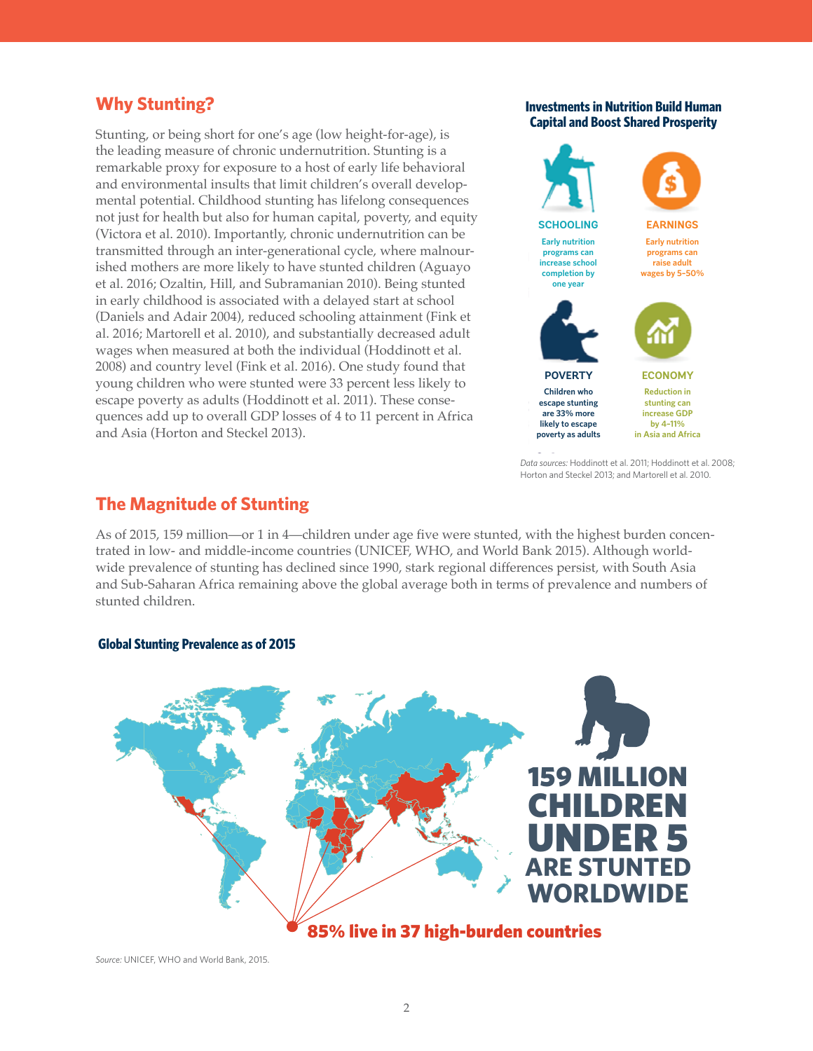## Why Stunting?

Stunting, or being short for one's age (low height-for-age), is the leading measure of chronic undernutrition. Stunting is a remarkable proxy for exposure to a host of early life behavioral and environmental insults that limit children's overall developmental potential. Childhood stunting has lifelong consequences not just for health but also for human capital, poverty, and equity (Victora et al. 2010). Importantly, chronic undernutrition can be transmitted through an inter-generational cycle, where malnourished mothers are more likely to have stunted children (Aguayo et al. 2016; Ozaltin, Hill, and Subramanian 2010). Being stunted in early childhood is associated with a delayed start at school (Daniels and Adair 2004), reduced schooling attainment (Fink et al. 2016; Martorell et al. 2010), and substantially decreased adult wages when measured at both the individual (Hoddinott et al. 2008) and country level (Fink et al. 2016). One study found that young children who were stunted were 33 percent less likely to escape poverty as adults (Hoddinott et al. 2011). These consequences add up to overall GDP losses of 4 to 11 percent in Africa and Asia (Horton and Steckel 2013).

**Investments in Nutrition Build Human Capital and Boost Shared Prosperity**

**SCHOOLING**
Early nutrition programs can increase school completion by one year

**EARNINGS**
Early nutrition programs can raise adult wages by 5–50%

**POVERTY**
Children who escape stunting are 33% more likely to escape poverty as adults

**ECONOMY**
Reduction in stunting can increase GDP by 4–11% in Asia and Africa

*Data sources:* Hoddinott et al. 2011; Hoddinott et al. 2008; Horton and Steckel 2013; and Martorell et al. 2010.

## The Magnitude of Stunting

As of 2015, 159 million—or 1 in 4—children under age five were stunted, with the highest burden concentrated in low- and middle-income countries (UNICEF, WHO, and World Bank 2015). Although worldwide prevalence of stunting has declined since 1990, stark regional differences persist, with South Asia and Sub-Saharan Africa remaining above the global average both in terms of prevalence and numbers of stunted children.

**Global Stunting Prevalence as of 2015**

**159 MILLION CHILDREN UNDER 5 ARE STUNTED WORLDWIDE**

**85% live in 37 high-burden countries**

*Source:* UNICEF, WHO and World Bank, 2015.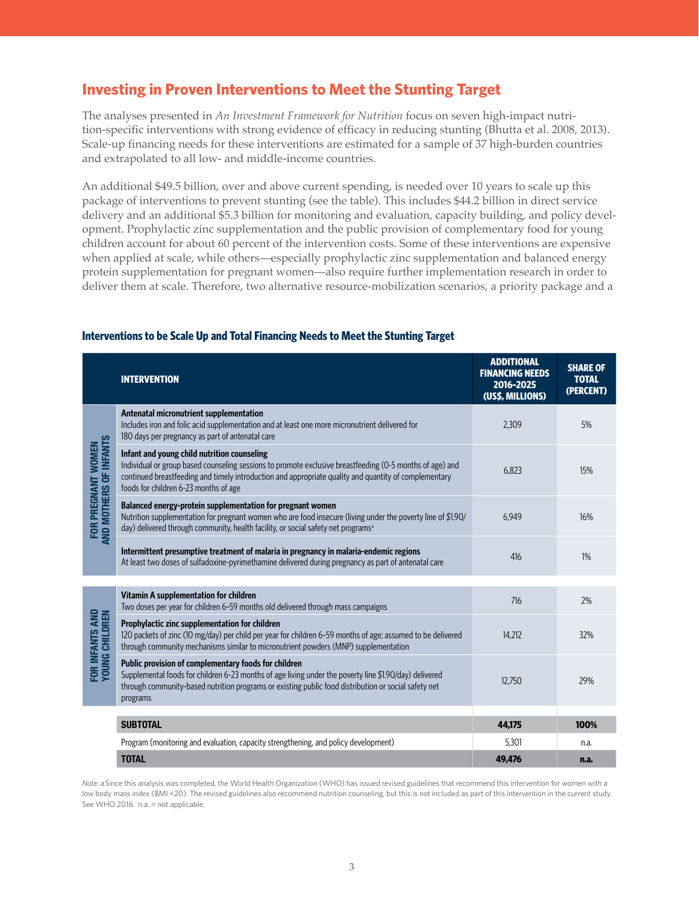## Investing in Proven Interventions to Meet the Stunting Target

The analyses presented in *An Investment Framework for Nutrition* focus on seven high-impact nutrition-specific interventions with strong evidence of efficacy in reducing stunting (Bhutta et al. 2008, 2013). Scale-up financing needs for these interventions are estimated for a sample of 37 high-burden countries and extrapolated to all low- and middle-income countries.

An additional $49.5 billion, over and above current spending, is needed over 10 years to scale up this package of interventions to prevent stunting (see the table). This includes $44.2 billion in direct service delivery and an additional $5.3 billion for monitoring and evaluation, capacity building, and policy development. Prophylactic zinc supplementation and the public provision of complementary food for young children account for about 60 percent of the intervention costs. Some of these interventions are expensive when applied at scale, while others—especially prophylactic zinc supplementation and balanced energy protein supplementation for pregnant women—also require further implementation research in order to deliver them at scale. Therefore, two alternative resource-mobilization scenarios, a priority package and a

#### Interventions to be Scale Up and Total Financing Needs to Meet the Stunting Target

| | INTERVENTION | ADDITIONAL FINANCING NEEDS 2016–2025 (US$, MILLIONS) | SHARE OF TOTAL (PERCENT) |
|---|---|---|---|
| FOR PREGNANT WOMEN AND MOTHERS OF INFANTS | **Antenatal micronutrient supplementation**<br>Includes iron and folic acid supplementation and at least one more micronutrient delivered for 180 days per pregnancy as part of antenatal care | 2,309 | 5% |
| | **Infant and young child nutrition counseling**<br>Individual or group based counseling sessions to promote exclusive breastfeeding (0-5 months of age) and continued breastfeeding and timely introduction and appropriate quality and quantity of complementary foods for children 6-23 months of age | 6,823 | 15% |
| | **Balanced energy-protein supplementation for pregnant women**<br>Nutrition supplementation for pregnant women who are food insecure (living under the poverty line of $1.90/day) delivered through community, health facility, or social safety net programs[a] | 6,949 | 16% |
| | **Intermittent presumptive treatment of malaria in pregnancy in malaria-endemic regions**<br>At least two doses of sulfadoxine-pyrimethamine delivered during pregnancy as part of antenatal care | 416 | 1% |
| FOR INFANTS AND YOUNG CHILDREN | **Vitamin A supplementation for children**<br>Two doses per year for children 6-59 months old delivered through mass campaigns | 716 | 2% |
| | **Prophylactic zinc supplementation for children**<br>120 packets of zinc (10 mg/day) per child per year for children 6-59 months of age; assumed to be delivered through community mechanisms similar to micronutrient powders (MNP) supplementation | 14,212 | 32% |
| | **Public provision of complementary foods for children**<br>Supplemental foods for children 6-23 months of age living under the poverty line $1.90/day) delivered through community-based nutrition programs or existing public food distribution or social safety net programs | 12,750 | 29% |
| | **SUBTOTAL** | **44,175** | **100%** |
| | Program (monitoring and evaluation, capacity strengthening, and policy development) | 5,301 | n.a. |
| | **TOTAL** | **49,476** | **n.a.** |

*Note:* a Since this analysis was completed, the World Health Organization (WHO) has issued revised guidelines that recommend this intervention for women with a low body mass index (BMI <20). The revised guidelines also recommend nutrition counseling, but this is not included as part of this intervention in the current study. See WHO 2016. n.a. = not applicable.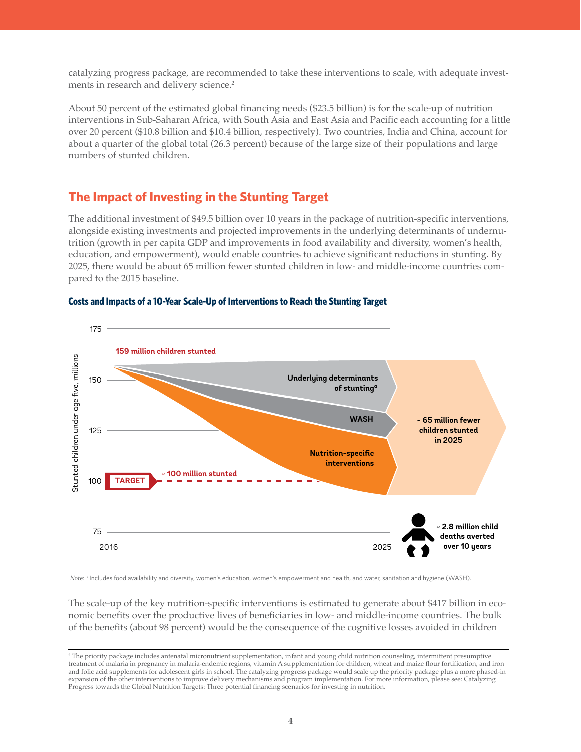catalyzing progress package, are recommended to take these interventions to scale, with adequate investments in research and delivery science.[2]

About 50 percent of the estimated global financing needs ($23.5 billion) is for the scale-up of nutrition interventions in Sub-Saharan Africa, with South Asia and East Asia and Pacific each accounting for a little over 20 percent ($10.8 billion and $10.4 billion, respectively). Two countries, India and China, account for about a quarter of the global total (26.3 percent) because of the large size of their populations and large numbers of stunted children.

## The Impact of Investing in the Stunting Target

The additional investment of $49.5 billion over 10 years in the package of nutrition-specific interventions, alongside existing investments and projected improvements in the underlying determinants of undernutrition (growth in per capita GDP and improvements in food availability and diversity, women's health, education, and empowerment), would enable countries to achieve significant reductions in stunting. By 2025, there would be about 65 million fewer stunted children in low- and middle-income countries compared to the 2015 baseline.

### Costs and Impacts of a 10-Year Scale-Up of Interventions to Reach the Stunting Target

Stunted children under age five, millions

175

150

125

100

75

2016

2025

159 million children stunted

Underlying determinants of stunting[a]

WASH

Nutrition-specific interventions

TARGET

~ 100 million stunted

~ 65 million fewer children stunted in 2025

~ 2.8 million child deaths averted over 10 years

*Note:* [a] Includes food availability and diversity, women's education, women's empowerment and health, and water, sanitation and hygiene (WASH).

The scale-up of the key nutrition-specific interventions is estimated to generate about $417 billion in economic benefits over the productive lives of beneficiaries in low- and middle-income countries. The bulk of the benefits (about 98 percent) would be the consequence of the cognitive losses avoided in children

---

[2] The priority package includes antenatal micronutrient supplementation, infant and young child nutrition counseling, intermittent presumptive treatment of malaria in pregnancy in malaria-endemic regions, vitamin A supplementation for children, wheat and maize flour fortification, and iron and folic acid supplements for adolescent girls in school. The catalyzing progress package would scale up the priority package plus a more phased-in expansion of the other interventions to improve delivery mechanisms and program implementation. For more information, please see: Catalyzing Progress towards the Global Nutrition Targets: Three potential financing scenarios for investing in nutrition.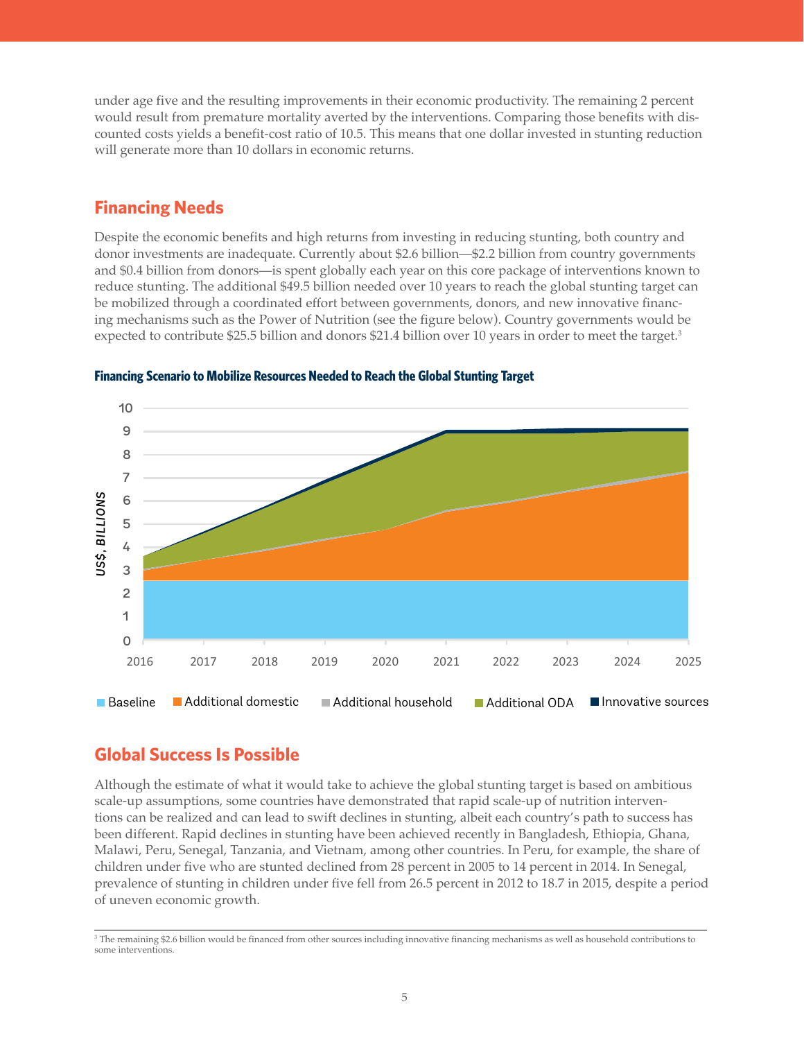under age five and the resulting improvements in their economic productivity. The remaining 2 percent would result from premature mortality averted by the interventions. Comparing those benefits with discounted costs yields a benefit-cost ratio of 10.5. This means that one dollar invested in stunting reduction will generate more than 10 dollars in economic returns.

## Financing Needs

Despite the economic benefits and high returns from investing in reducing stunting, both country and donor investments are inadequate. Currently about $2.6 billion—$2.2 billion from country governments and $0.4 billion from donors—is spent globally each year on this core package of interventions known to reduce stunting. The additional $49.5 billion needed over 10 years to reach the global stunting target can be mobilized through a coordinated effort between governments, donors, and new innovative financing mechanisms such as the Power of Nutrition (see the figure below). Country governments would be expected to contribute $25.5 billion and donors $21.4 billion over 10 years in order to meet the target.[3]

**Financing Scenario to Mobilize Resources Needed to Reach the Global Stunting Target**

US$, BILLIONS

10
9
8
7
6
5
4
3
2
1
0

2016 2017 2018 2019 2020 2021 2022 2023 2024 2025

Baseline, Additional domestic, Additional household, Additional ODA, Innovative sources

## Global Success Is Possible

Although the estimate of what it would take to achieve the global stunting target is based on ambitious scale-up assumptions, some countries have demonstrated that rapid scale-up of nutrition interventions can be realized and can lead to swift declines in stunting, albeit each country's path to success has been different. Rapid declines in stunting have been achieved recently in Bangladesh, Ethiopia, Ghana, Malawi, Peru, Senegal, Tanzania, and Vietnam, among other countries. In Peru, for example, the share of children under five who are stunted declined from 28 percent in 2005 to 14 percent in 2014. In Senegal, prevalence of stunting in children under five fell from 26.5 percent in 2012 to 18.7 in 2015, despite a period of uneven economic growth.

---

[3] The remaining $2.6 billion would be financed from other sources including innovative financing mechanisms as well as household contributions to some interventions.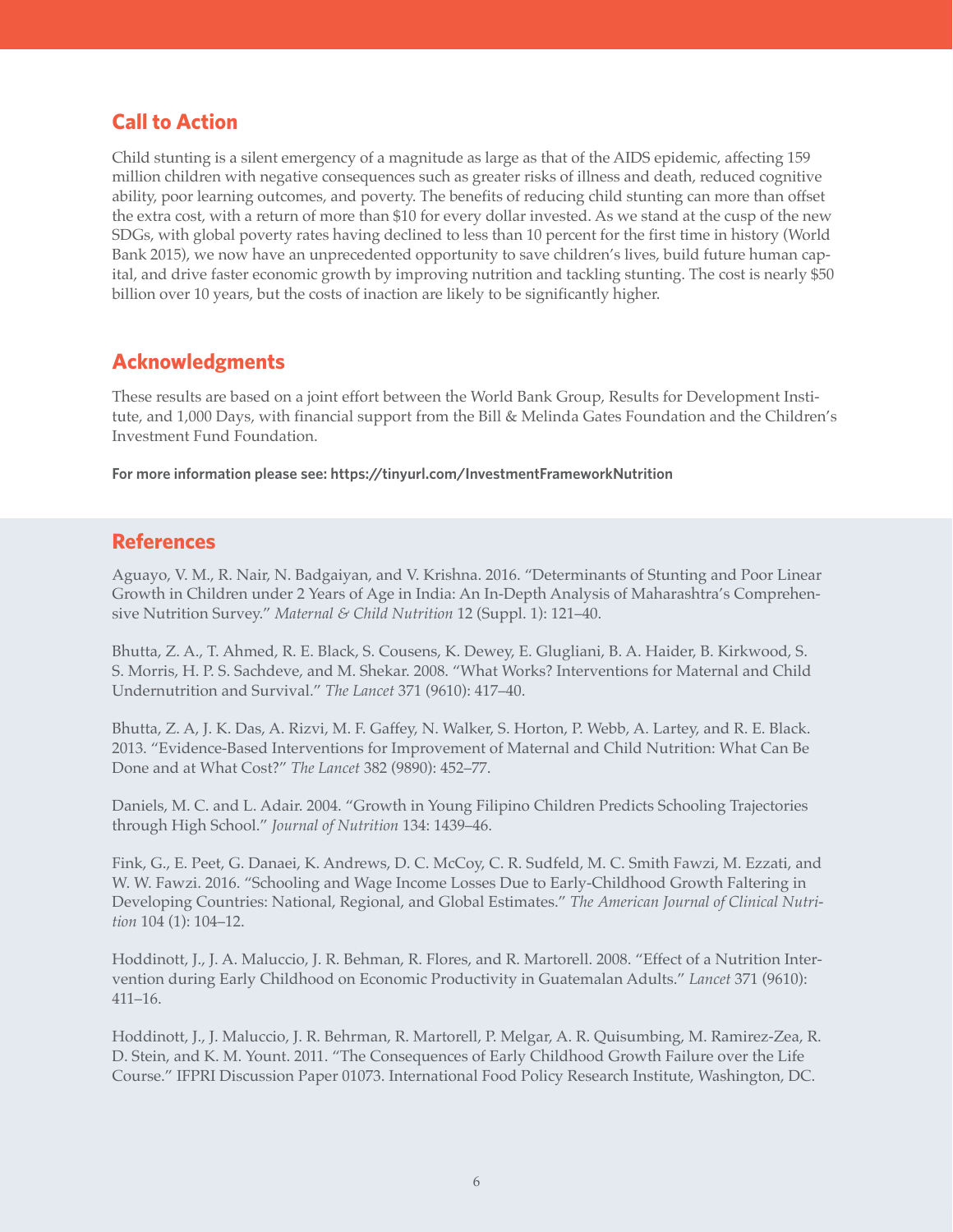## Call to Action

Child stunting is a silent emergency of a magnitude as large as that of the AIDS epidemic, affecting 159 million children with negative consequences such as greater risks of illness and death, reduced cognitive ability, poor learning outcomes, and poverty. The benefits of reducing child stunting can more than offset the extra cost, with a return of more than $10 for every dollar invested. As we stand at the cusp of the new SDGs, with global poverty rates having declined to less than 10 percent for the first time in history (World Bank 2015), we now have an unprecedented opportunity to save children's lives, build future human capital, and drive faster economic growth by improving nutrition and tackling stunting. The cost is nearly $50 billion over 10 years, but the costs of inaction are likely to be significantly higher.

## Acknowledgments

These results are based on a joint effort between the World Bank Group, Results for Development Institute, and 1,000 Days, with financial support from the Bill & Melinda Gates Foundation and the Children's Investment Fund Foundation.

**For more information please see: https://tinyurl.com/InvestmentFrameworkNutrition**

## References

Aguayo, V. M., R. Nair, N. Badgaiyan, and V. Krishna. 2016. "Determinants of Stunting and Poor Linear Growth in Children under 2 Years of Age in India: An In-Depth Analysis of Maharashtra's Comprehensive Nutrition Survey." *Maternal & Child Nutrition* 12 (Suppl. 1): 121–40.

Bhutta, Z. A., T. Ahmed, R. E. Black, S. Cousens, K. Dewey, E. Glugliani, B. A. Haider, B. Kirkwood, S. S. Morris, H. P. S. Sachdeve, and M. Shekar. 2008. "What Works? Interventions for Maternal and Child Undernutrition and Survival." *The Lancet* 371 (9610): 417–40.

Bhutta, Z. A, J. K. Das, A. Rizvi, M. F. Gaffey, N. Walker, S. Horton, P. Webb, A. Lartey, and R. E. Black. 2013. "Evidence-Based Interventions for Improvement of Maternal and Child Nutrition: What Can Be Done and at What Cost?" *The Lancet* 382 (9890): 452–77.

Daniels, M. C. and L. Adair. 2004. "Growth in Young Filipino Children Predicts Schooling Trajectories through High School." *Journal of Nutrition* 134: 1439–46.

Fink, G., E. Peet, G. Danaei, K. Andrews, D. C. McCoy, C. R. Sudfeld, M. C. Smith Fawzi, M. Ezzati, and W. W. Fawzi. 2016. "Schooling and Wage Income Losses Due to Early-Childhood Growth Faltering in Developing Countries: National, Regional, and Global Estimates." *The American Journal of Clinical Nutrition* 104 (1): 104–12.

Hoddinott, J., J. A. Maluccio, J. R. Behman, R. Flores, and R. Martorell. 2008. "Effect of a Nutrition Intervention during Early Childhood on Economic Productivity in Guatemalan Adults." *Lancet* 371 (9610): 411–16.

Hoddinott, J., J. Maluccio, J. R. Behrman, R. Martorell, P. Melgar, A. R. Quisumbing, M. Ramirez-Zea, R. D. Stein, and K. M. Yount. 2011. "The Consequences of Early Childhood Growth Failure over the Life Course." IFPRI Discussion Paper 01073. International Food Policy Research Institute, Washington, DC.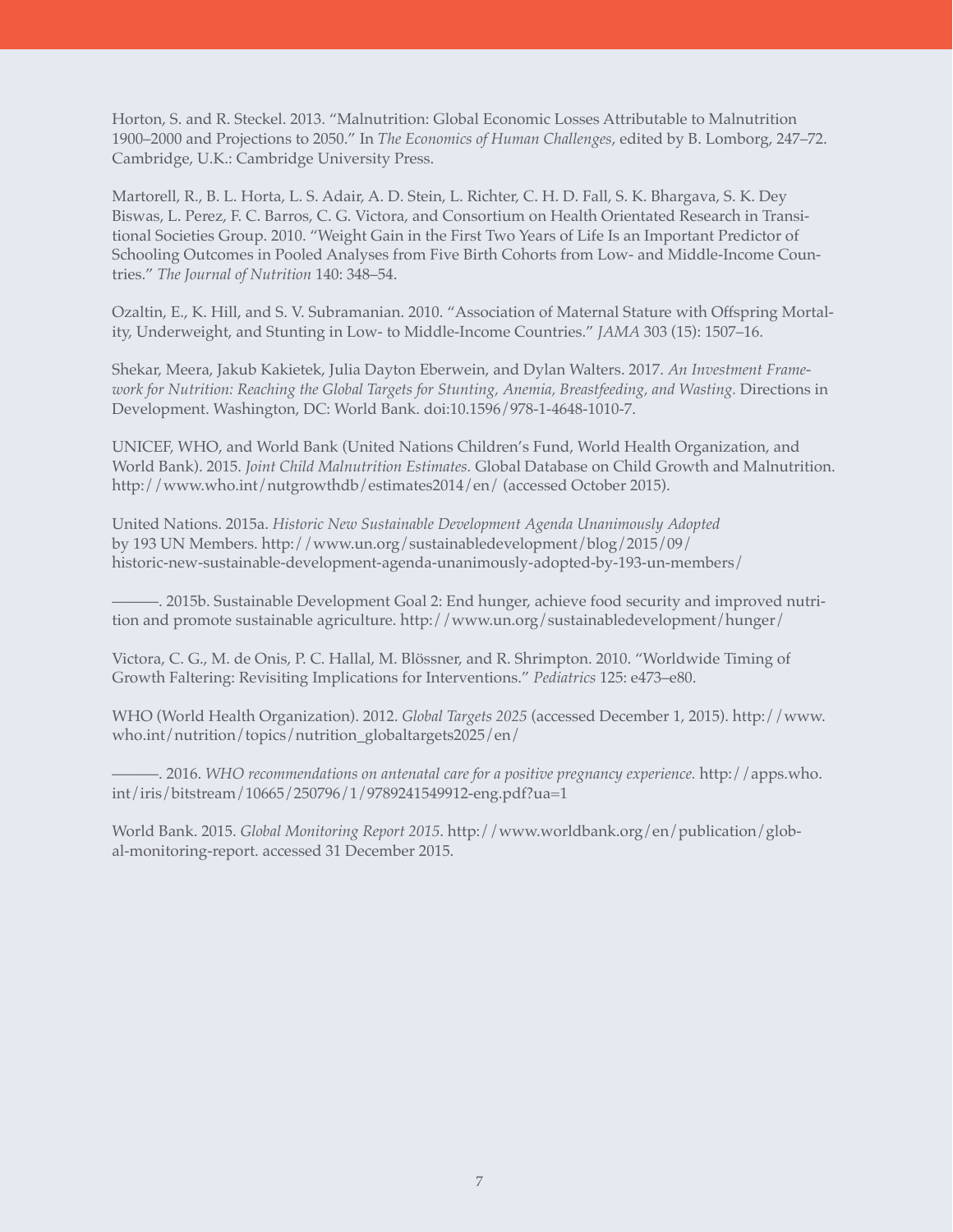Horton, S. and R. Steckel. 2013. "Malnutrition: Global Economic Losses Attributable to Malnutrition 1900–2000 and Projections to 2050." In *The Economics of Human Challenges*, edited by B. Lomborg, 247–72. Cambridge, U.K.: Cambridge University Press.

Martorell, R., B. L. Horta, L. S. Adair, A. D. Stein, L. Richter, C. H. D. Fall, S. K. Bhargava, S. K. Dey Biswas, L. Perez, F. C. Barros, C. G. Victora, and Consortium on Health Orientated Research in Transitional Societies Group. 2010. "Weight Gain in the First Two Years of Life Is an Important Predictor of Schooling Outcomes in Pooled Analyses from Five Birth Cohorts from Low- and Middle-Income Countries." *The Journal of Nutrition* 140: 348–54.

Ozaltin, E., K. Hill, and S. V. Subramanian. 2010. "Association of Maternal Stature with Offspring Mortality, Underweight, and Stunting in Low- to Middle-Income Countries." *JAMA* 303 (15): 1507–16.

Shekar, Meera, Jakub Kakietek, Julia Dayton Eberwein, and Dylan Walters. 2017. *An Investment Framework for Nutrition: Reaching the Global Targets for Stunting, Anemia, Breastfeeding, and Wasting*. Directions in Development. Washington, DC: World Bank. doi:10.1596/978-1-4648-1010-7.

UNICEF, WHO, and World Bank (United Nations Children's Fund, World Health Organization, and World Bank). 2015. *Joint Child Malnutrition Estimates*. Global Database on Child Growth and Malnutrition. http://www.who.int/nutgrowthdb/estimates2014/en/ (accessed October 2015).

United Nations. 2015a. *Historic New Sustainable Development Agenda Unanimously Adopted* by 193 UN Members. http://www.un.org/sustainabledevelopment/blog/2015/09/historic-new-sustainable-development-agenda-unanimously-adopted-by-193-un-members/

———. 2015b. Sustainable Development Goal 2: End hunger, achieve food security and improved nutrition and promote sustainable agriculture. http://www.un.org/sustainabledevelopment/hunger/

Victora, C. G., M. de Onis, P. C. Hallal, M. Blössner, and R. Shrimpton. 2010. "Worldwide Timing of Growth Faltering: Revisiting Implications for Interventions." *Pediatrics* 125: e473–e80.

WHO (World Health Organization). 2012. *Global Targets 2025* (accessed December 1, 2015). http://www.who.int/nutrition/topics/nutrition_globaltargets2025/en/

———. 2016. *WHO recommendations on antenatal care for a positive pregnancy experience.* http://apps.who.int/iris/bitstream/10665/250796/1/9789241549912-eng.pdf?ua=1

World Bank. 2015. *Global Monitoring Report 2015*. http://www.worldbank.org/en/publication/global-monitoring-report. accessed 31 December 2015.